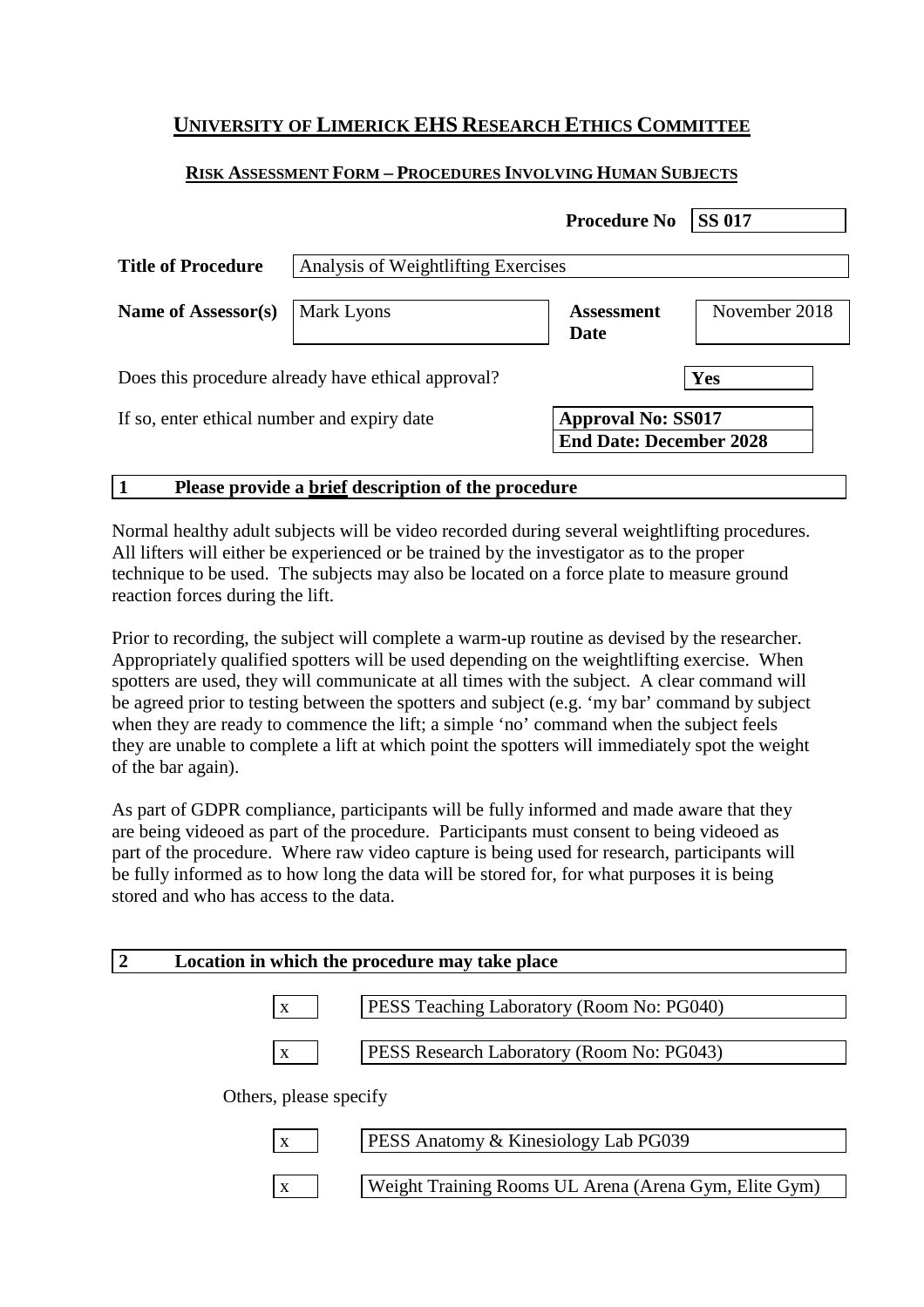# UNIVERSITY OF LIMERICK EHS RESEARCH ETHICS COMMITTEE

## RISK ASSESSMENT FORM – PROCEDURES INVOLVING HUMAN SUBJECTS

**Procedure No** **SS 017**

| | |
|---|---|
| **Title of Procedure** | Analysis of Weightlifting Exercises |
| **Name of Assessor(s)** | Mark Lyons |
| **Assessment Date** | November 2018 |

Does this procedure already have ethical approval? **Yes**

If so, enter ethical number and expiry date **Approval No: SS017** **End Date: December 2028**

### 1 Please provide a brief description of the procedure

Normal healthy adult subjects will be video recorded during several weightlifting procedures. All lifters will either be experienced or be trained by the investigator as to the proper technique to be used. The subjects may also be located on a force plate to measure ground reaction forces during the lift.

Prior to recording, the subject will complete a warm-up routine as devised by the researcher. Appropriately qualified spotters will be used depending on the weightlifting exercise. When spotters are used, they will communicate at all times with the subject. A clear command will be agreed prior to testing between the spotters and subject (e.g. 'my bar' command by subject when they are ready to commence the lift; a simple 'no' command when the subject feels they are unable to complete a lift at which point the spotters will immediately spot the weight of the bar again).

As part of GDPR compliance, participants will be fully informed and made aware that they are being videoed as part of the procedure. Participants must consent to being videoed as part of the procedure. Where raw video capture is being used for research, participants will be fully informed as to how long the data will be stored for, for what purposes it is being stored and who has access to the data.

### 2 Location in which the procedure may take place

| | |
|---|---|
| x | PESS Teaching Laboratory (Room No: PG040) |
| x | PESS Research Laboratory (Room No: PG043) |

Others, please specify

| | |
|---|---|
| x | PESS Anatomy & Kinesiology Lab PG039 |
| x | Weight Training Rooms UL Arena (Arena Gym, Elite Gym) |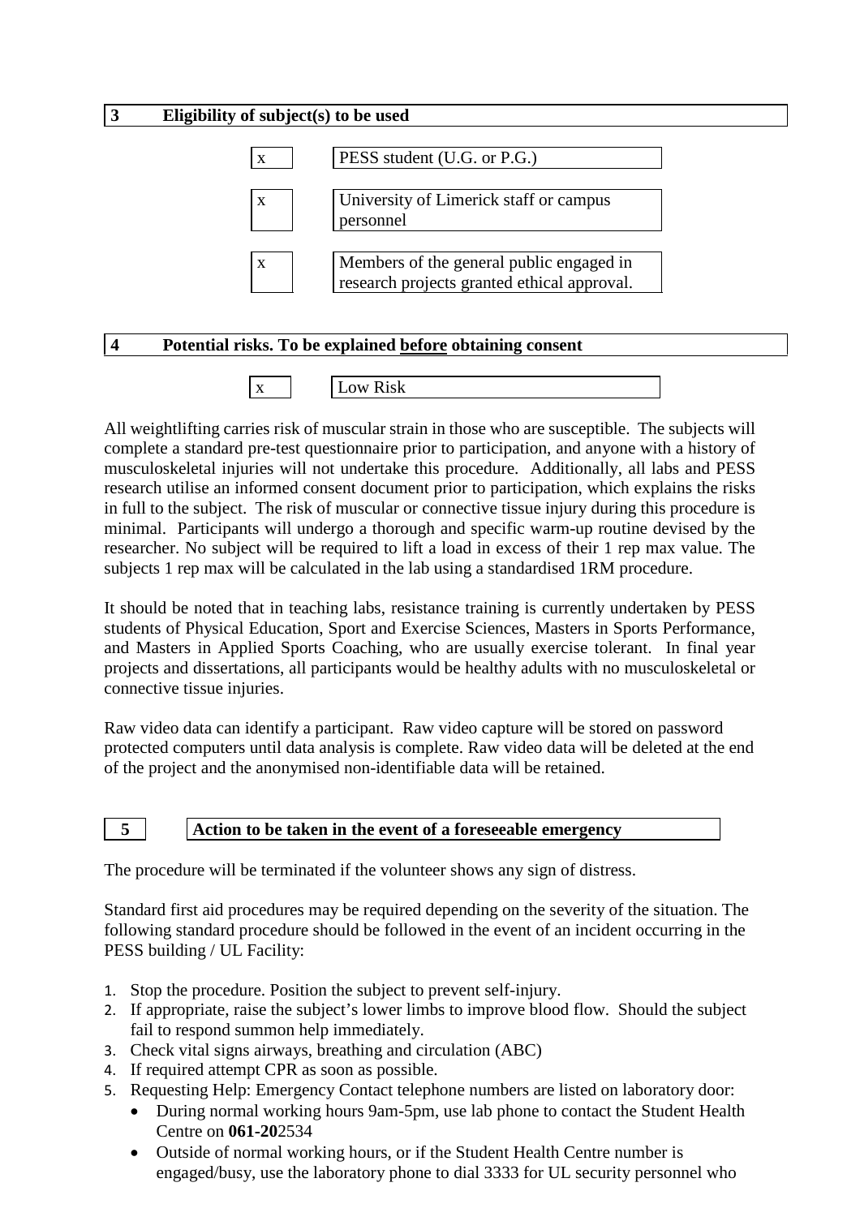## 3 Eligibility of subject(s) to be used

- [x] PESS student (U.G. or P.G.)
- [x] University of Limerick staff or campus personnel
- [x] Members of the general public engaged in research projects granted ethical approval.

## 4 Potential risks. To be explained <u>before</u> obtaining consent

- [x] Low Risk

All weightlifting carries risk of muscular strain in those who are susceptible. The subjects will complete a standard pre-test questionnaire prior to participation, and anyone with a history of musculoskeletal injuries will not undertake this procedure. Additionally, all labs and PESS research utilise an informed consent document prior to participation, which explains the risks in full to the subject. The risk of muscular or connective tissue injury during this procedure is minimal. Participants will undergo a thorough and specific warm-up routine devised by the researcher. No subject will be required to lift a load in excess of their 1 rep max value. The subjects 1 rep max will be calculated in the lab using a standardised 1RM procedure.

It should be noted that in teaching labs, resistance training is currently undertaken by PESS students of Physical Education, Sport and Exercise Sciences, Masters in Sports Performance, and Masters in Applied Sports Coaching, who are usually exercise tolerant. In final year projects and dissertations, all participants would be healthy adults with no musculoskeletal or connective tissue injuries.

Raw video data can identify a participant. Raw video capture will be stored on password protected computers until data analysis is complete. Raw video data will be deleted at the end of the project and the anonymised non-identifiable data will be retained.

## 5 Action to be taken in the event of a foreseeable emergency

The procedure will be terminated if the volunteer shows any sign of distress.

Standard first aid procedures may be required depending on the severity of the situation. The following standard procedure should be followed in the event of an incident occurring in the PESS building / UL Facility:

1. Stop the procedure. Position the subject to prevent self-injury.
2. If appropriate, raise the subject's lower limbs to improve blood flow. Should the subject fail to respond summon help immediately.
3. Check vital signs airways, breathing and circulation (ABC)
4. If required attempt CPR as soon as possible.
5. Requesting Help: Emergency Contact telephone numbers are listed on laboratory door:
   - During normal working hours 9am-5pm, use lab phone to contact the Student Health Centre on **061-20**2534
   - Outside of normal working hours, or if the Student Health Centre number is engaged/busy, use the laboratory phone to dial 3333 for UL security personnel who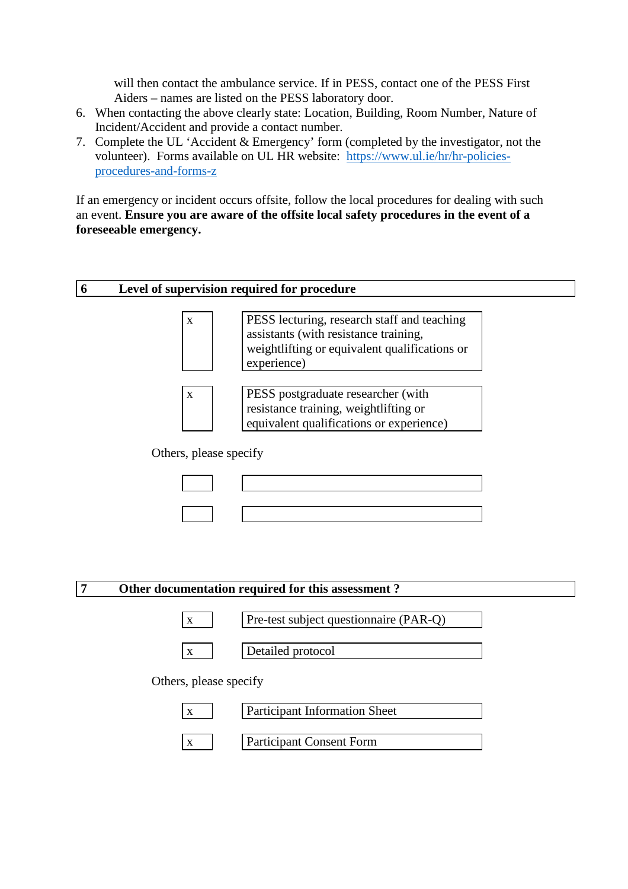will then contact the ambulance service. If in PESS, contact one of the PESS First Aiders – names are listed on the PESS laboratory door.

6. When contacting the above clearly state: Location, Building, Room Number, Nature of Incident/Accident and provide a contact number.
7. Complete the UL 'Accident & Emergency' form (completed by the investigator, not the volunteer). Forms available on UL HR website: [https://www.ul.ie/hr/hr-policies-procedures-and-forms-z](https://www.ul.ie/hr/hr-policies-procedures-and-forms-z)

If an emergency or incident occurs offsite, follow the local procedures for dealing with such an event. **Ensure you are aware of the offsite local safety procedures in the event of a foreseeable emergency.**

## 6 Level of supervision required for procedure

| | |
|---|---|
| x | PESS lecturing, research staff and teaching assistants (with resistance training, weightlifting or equivalent qualifications or experience) |
| x | PESS postgraduate researcher (with resistance training, weightlifting or equivalent qualifications or experience) |

Others, please specify

| | |
|---|---|
| | |
| | |

## 7 Other documentation required for this assessment ?

| | |
|---|---|
| x | Pre-test subject questionnaire (PAR-Q) |
| x | Detailed protocol |

Others, please specify

| | |
|---|---|
| x | Participant Information Sheet |
| x | Participant Consent Form |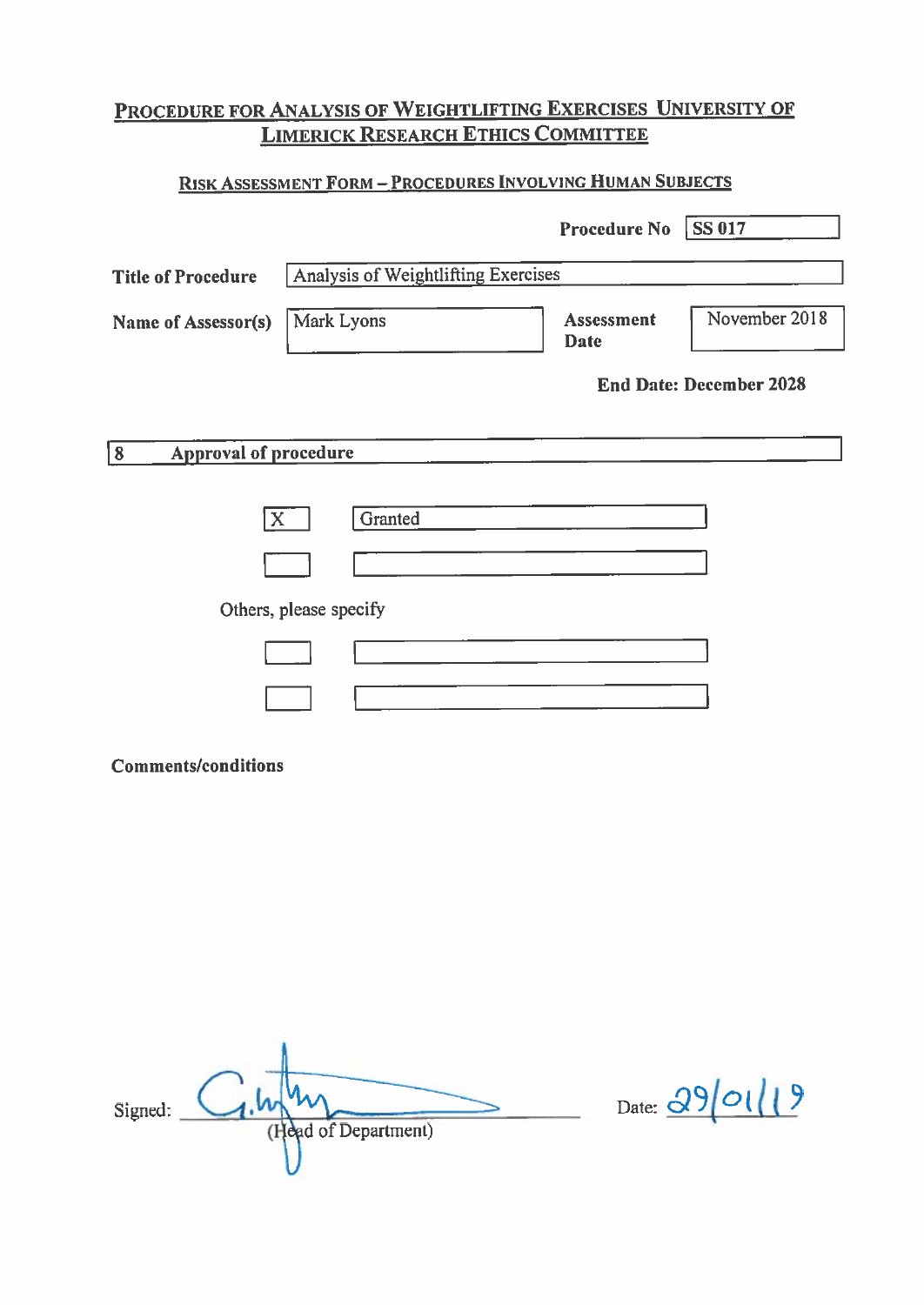# Procedure for Analysis of Weightlifting Exercises University of Limerick Research Ethics Committee

## Risk Assessment Form – Procedures Involving Human Subjects

**Procedure No** SS 017

| | | | |
|---|---|---|---|
| **Title of Procedure** | Analysis of Weightlifting Exercises | | |
| **Name of Assessor(s)** | Mark Lyons | **Assessment Date** | November 2018 |

**End Date: December 2028**

## 8 Approval of procedure

| | |
|---|---|
| X | Granted |
| | |

Others, please specify

| | |
|---|---|
| | |
| | |

**Comments/conditions**

Signed: G. Wynn
(Head of Department)

Date: 29/01/19